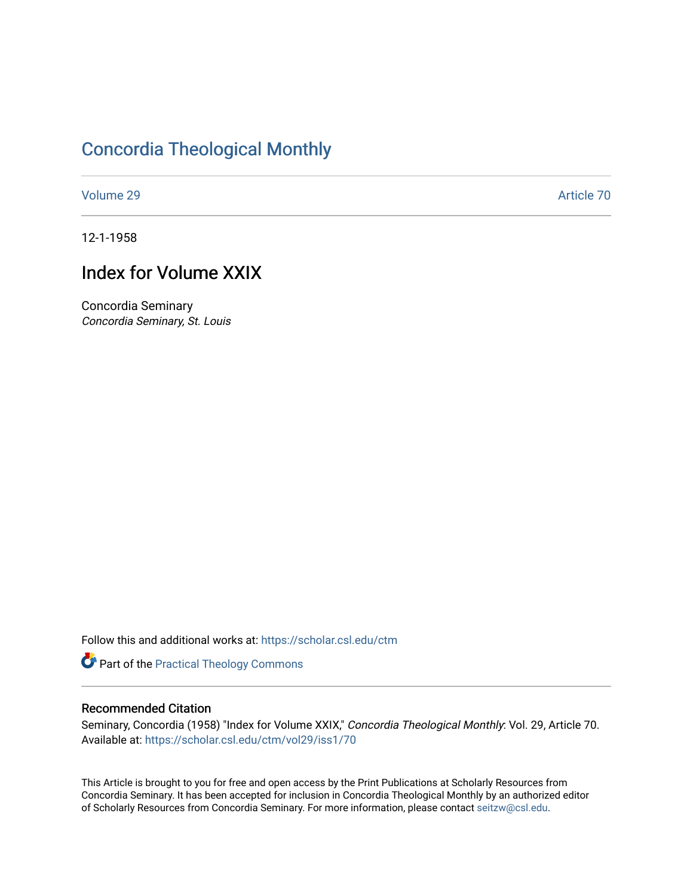# Concordia Theological Monthly

Volume 29 Article 70

12-1-1958

## Index for Volume XXIX

Concordia Seminary
*Concordia Seminary, St. Louis*

Follow this and additional works at: https://scholar.csl.edu/ctm

Part of the Practical Theology Commons

### Recommended Citation

Seminary, Concordia (1958) "Index for Volume XXIX," *Concordia Theological Monthly*: Vol. 29, Article 70. Available at: https://scholar.csl.edu/ctm/vol29/iss1/70

This Article is brought to you for free and open access by the Print Publications at Scholarly Resources from Concordia Seminary. It has been accepted for inclusion in Concordia Theological Monthly by an authorized editor of Scholarly Resources from Concordia Seminary. For more information, please contact seitzw@csl.edu.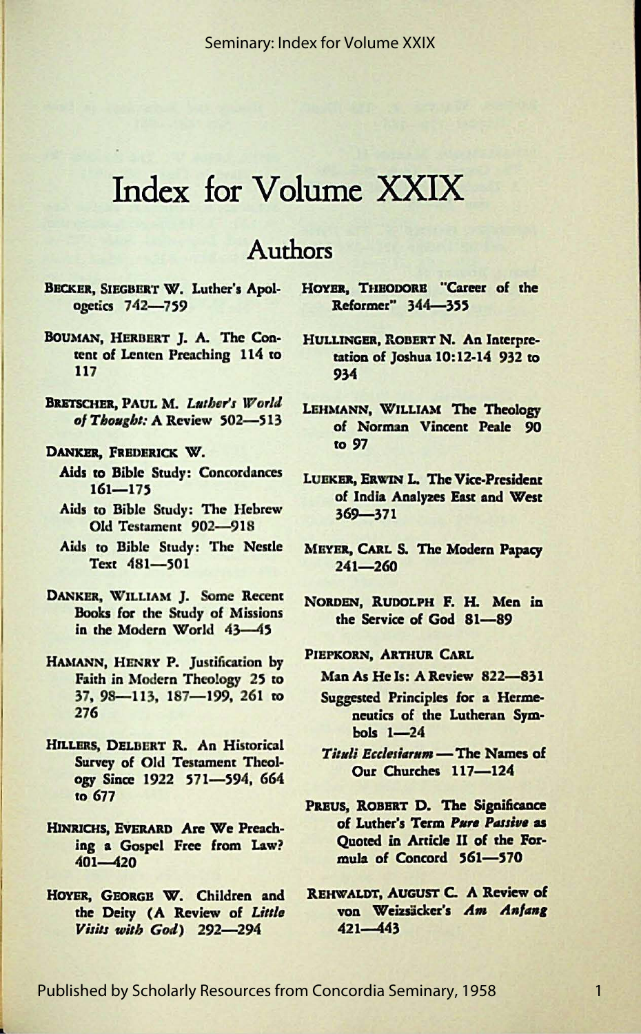# Index for Volume XXIX

## Authors

**BECKER, SIEGBERT W.** Luther's Apologetics 742—759

**BOUMAN, HERBERT J. A.** The Content of Lenten Preaching 114 to 117

**BRETSCHER, PAUL M.** *Luther's World of Thought:* A Review 502—513

**DANKER, FREDERICK W.**

- Aids to Bible Study: Concordances 161—175
- Aids to Bible Study: The Hebrew Old Testament 902—918
- Aids to Bible Study: The Nestle Text 481—501

**DANKER, WILLIAM J.** Some Recent Books for the Study of Missions in the Modern World 43—45

**HAMANN, HENRY P.** Justification by Faith in Modern Theology 25 to 37, 98—113, 187—199, 261 to 276

**HILLERS, DELBERT R.** An Historical Survey of Old Testament Theology Since 1922 571—594, 664 to 677

**HINRICHS, EVERARD** Are We Preaching a Gospel Free from Law? 401—420

**HOYER, GEORGE W.** Children and the Deity (A Review of *Little Visits with God*) 292—294

**HOYER, THEODORE** "Career of the Reformer" 344—355

**HULLINGER, ROBERT N.** An Interpretation of Joshua 10:12-14 932 to 934

**LEHMANN, WILLIAM** The Theology of Norman Vincent Peale 90 to 97

**LUEKER, ERWIN L.** The Vice-President of India Analyzes East and West 369—371

**MEYER, CARL S.** The Modern Papacy 241—260

**NORDEN, RUDOLPH F. H.** Men in the Service of God 81—89

**PIEPKORN, ARTHUR CARL**

- Man As He Is: A Review 822—831
- Suggested Principles for a Hermeneutics of the Lutheran Symbols 1—24
- *Tituli Ecclesiarum* — The Names of Our Churches 117—124

**PREUS, ROBERT D.** The Significance of Luther's Term *Pure Passive* as Quoted in Article II of the Formula of Concord 561—570

**REHWALDT, AUGUST C.** A Review of von Weizsäcker's *Am Anfang* 421—443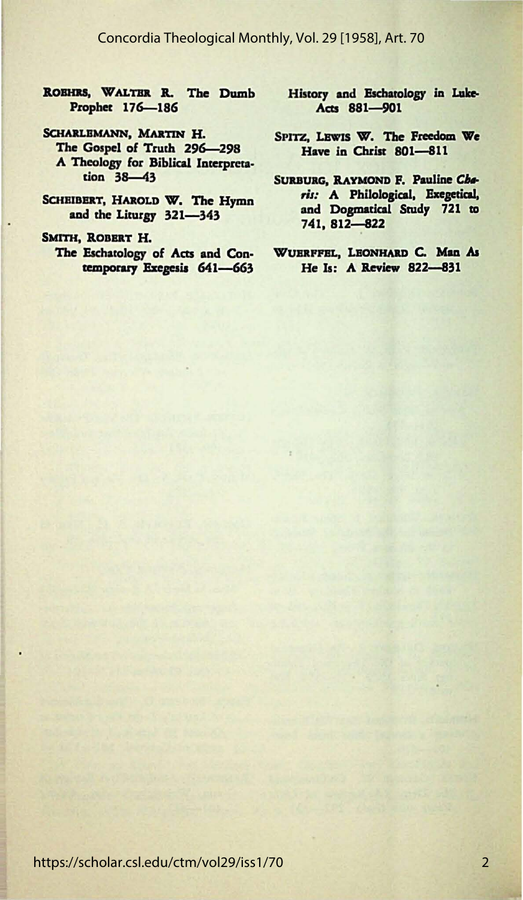**ROEHRS, WALTER R.** The Dumb Prophet 176—186

**SCHARLEMANN, MARTIN H.**
The Gospel of Truth 296—298
A Theology for Biblical Interpretation 38—43

**SCHEIBERT, HAROLD W.** The Hymn and the Liturgy 321—343

**SMITH, ROBERT H.**
The Eschatology of Acts and Contemporary Exegesis 641—663
History and Eschatology in Luke-Acts 881—901

**SPITZ, LEWIS W.** The Freedom We Have in Christ 801—811

**SURBURG, RAYMOND F.** Pauline *Charis:* A Philological, Exegetical, and Dogmatical Study 721 to 741, 812—822

**WUERFFEL, LEONHARD C.** Man As He Is: A Review 822—831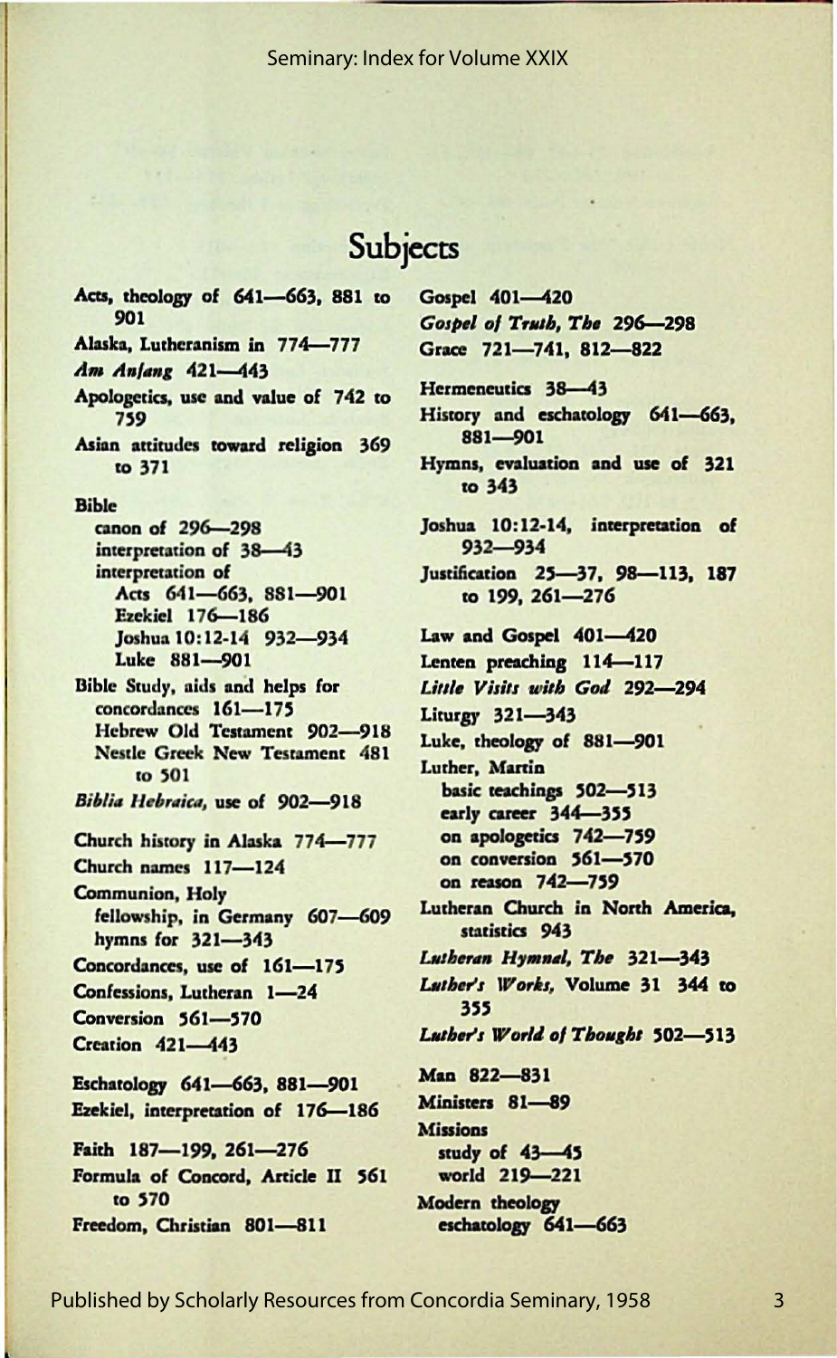# Subjects

Acts, theology of 641—663, 881 to 901

Alaska, Lutheranism in 774—777

*Am Anfang* 421—443

Apologetics, use and value of 742 to 759

Asian attitudes toward religion 369 to 371

Bible
- canon of 296—298
- interpretation of 38—43
- interpretation of
  - Acts 641—663, 881—901
  - Ezekiel 176—186
  - Joshua 10:12-14 932—934
  - Luke 881—901

Bible Study, aids and helps for
- concordances 161—175
- Hebrew Old Testament 902—918
- Nestle Greek New Testament 481 to 501

*Biblia Hebraica*, use of 902—918

Church history in Alaska 774—777

Church names 117—124

Communion, Holy
- fellowship, in Germany 607—609
- hymns for 321—343

Concordances, use of 161—175

Confessions, Lutheran 1—24

Conversion 561—570

Creation 421—443

Eschatology 641—663, 881—901

Ezekiel, interpretation of 176—186

Faith 187—199, 261—276

Formula of Concord, Article II 561 to 570

Freedom, Christian 801—811

Gospel 401—420

*Gospel of Truth, The* 296—298

Grace 721—741, 812—822

Hermeneutics 38—43

History and eschatology 641—663, 881—901

Hymns, evaluation and use of 321 to 343

Joshua 10:12-14, interpretation of 932—934

Justification 25—37, 98—113, 187 to 199, 261—276

Law and Gospel 401—420

Lenten preaching 114—117

*Little Visits with God* 292—294

Liturgy 321—343

Luke, theology of 881—901

Luther, Martin
- basic teachings 502—513
- early career 344—355
- on apologetics 742—759
- on conversion 561—570
- on reason 742—759

Lutheran Church in North America, statistics 943

*Lutheran Hymnal, The* 321—343

*Luther's Works*, Volume 31 344 to 355

*Luther's World of Thought* 502—513

Man 822—831

Ministers 81—89

Missions
- study of 43—45
- world 219—221

Modern theology
- eschatology 641—663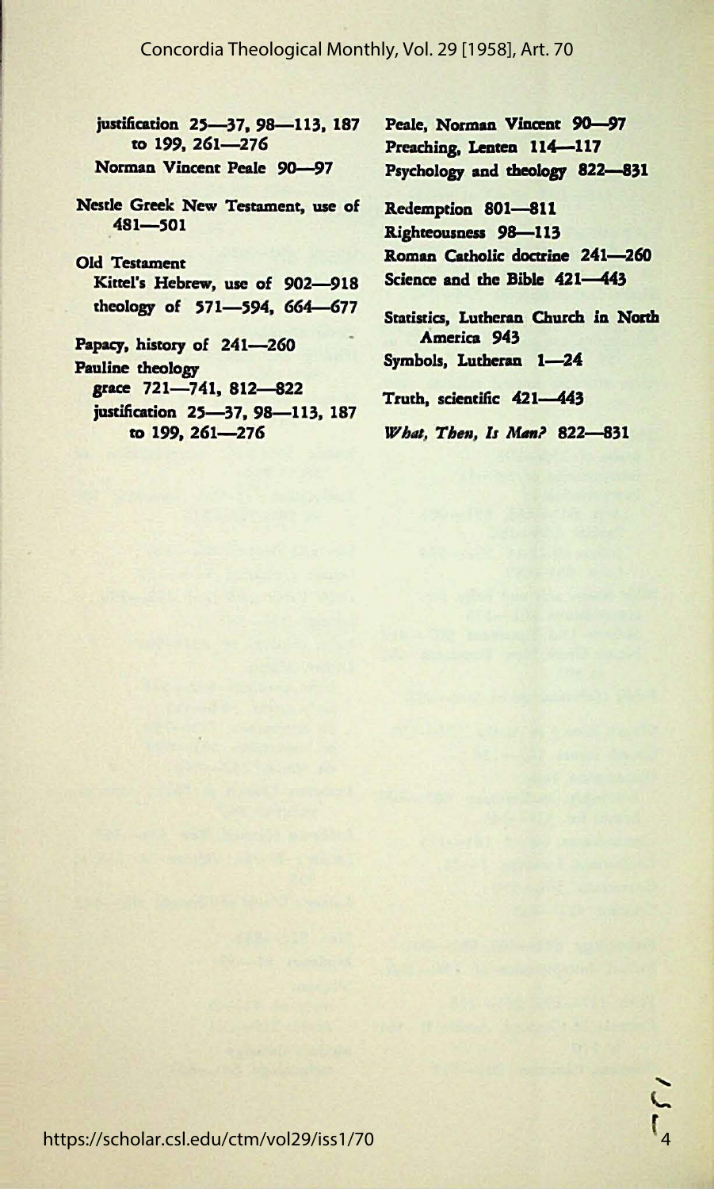justification 25—37, 98—113, 187 to 199, 261—276

Norman Vincent Peale 90—97

Nestle Greek New Testament, use of 481—501

Old Testament

Kittel's Hebrew, use of 902—918

theology of 571—594, 664—677

Papacy, history of 241—260

Pauline theology

grace 721—741, 812—822

justification 25—37, 98—113, 187 to 199, 261—276

Peale, Norman Vincent 90—97

Preaching, Lenten 114—117

Psychology and theology 822—831

Redemption 801—811

Righteousness 98—113

Roman Catholic doctrine 241—260

Science and the Bible 421—443

Statistics, Lutheran Church in North America 943

Symbols, Lutheran 1—24

Truth, scientific 421—443

*What, Then, Is Man?* 822—831